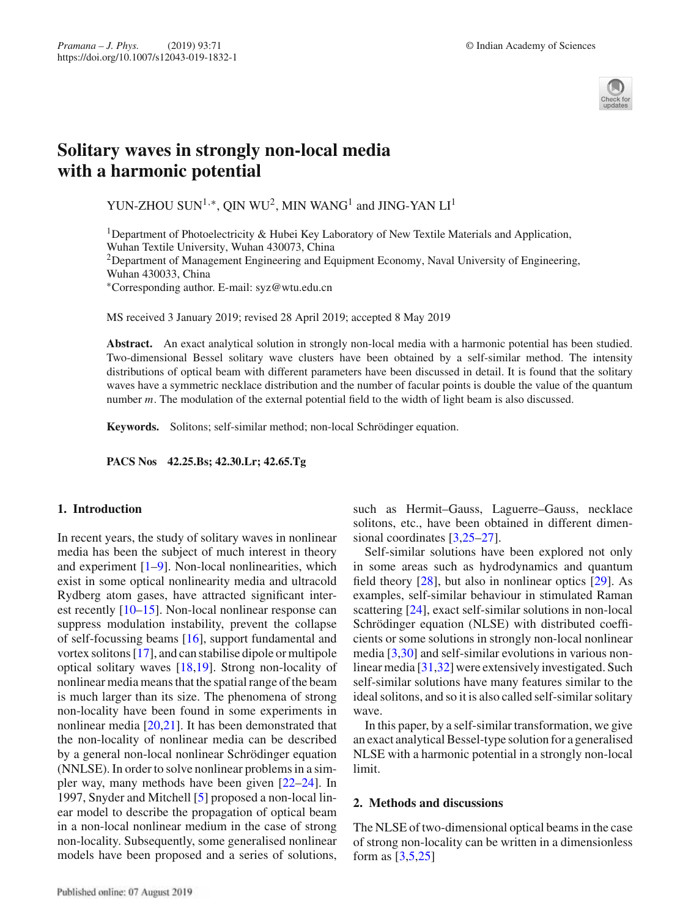# Solitary waves in strongly non-local media with a harmonic potential

YUN-ZHOU SUN[1,*], QIN WU[2], MIN WANG[1] and JING-YAN LI[1]

[1]Department of Photoelectricity & Hubei Key Laboratory of New Textile Materials and Application, Wuhan Textile University, Wuhan 430073, China
[2]Department of Management Engineering and Equipment Economy, Naval University of Engineering, Wuhan 430033, China
*Corresponding author. E-mail: syz@wtu.edu.cn

MS received 3 January 2019; revised 28 April 2019; accepted 8 May 2019

**Abstract.** An exact analytical solution in strongly non-local media with a harmonic potential has been studied. Two-dimensional Bessel solitary wave clusters have been obtained by a self-similar method. The intensity distributions of optical beam with different parameters have been discussed in detail. It is found that the solitary waves have a symmetric necklace distribution and the number of facular points is double the value of the quantum number *m*. The modulation of the external potential field to the width of light beam is also discussed.

**Keywords.** Solitons; self-similar method; non-local Schrödinger equation.

**PACS Nos 42.25.Bs; 42.30.Lr; 42.65.Tg**

## 1. Introduction

In recent years, the study of solitary waves in nonlinear media has been the subject of much interest in theory and experiment [1–9]. Non-local nonlinearities, which exist in some optical nonlinearity media and ultracold Rydberg atom gases, have attracted significant interest recently [10–15]. Non-local nonlinear response can suppress modulation instability, prevent the collapse of self-focussing beams [16], support fundamental and vortex solitons [17], and can stabilise dipole or multipole optical solitary waves [18,19]. Strong non-locality of nonlinear media means that the spatial range of the beam is much larger than its size. The phenomena of strong non-locality have been found in some experiments in nonlinear media [20,21]. It has been demonstrated that the non-locality of nonlinear media can be described by a general non-local nonlinear Schrödinger equation (NNLSE). In order to solve nonlinear problems in a simpler way, many methods have been given [22–24]. In 1997, Snyder and Mitchell [5] proposed a non-local linear model to describe the propagation of optical beam in a non-local nonlinear medium in the case of strong non-locality. Subsequently, some generalised nonlinear models have been proposed and a series of solutions, such as Hermit–Gauss, Laguerre–Gauss, necklace solitons, etc., have been obtained in different dimensional coordinates [3,25–27].

Self-similar solutions have been explored not only in some areas such as hydrodynamics and quantum field theory [28], but also in nonlinear optics [29]. As examples, self-similar behaviour in stimulated Raman scattering [24], exact self-similar solutions in non-local Schrödinger equation (NLSE) with distributed coefficients or some solutions in strongly non-local nonlinear media [3,30] and self-similar evolutions in various nonlinear media [31,32] were extensively investigated. Such self-similar solutions have many features similar to the ideal solitons, and so it is also called self-similar solitary wave.

In this paper, by a self-similar transformation, we give an exact analytical Bessel-type solution for a generalised NLSE with a harmonic potential in a strongly non-local limit.

## 2. Methods and discussions

The NLSE of two-dimensional optical beams in the case of strong non-locality can be written in a dimensionless form as [3,5,25]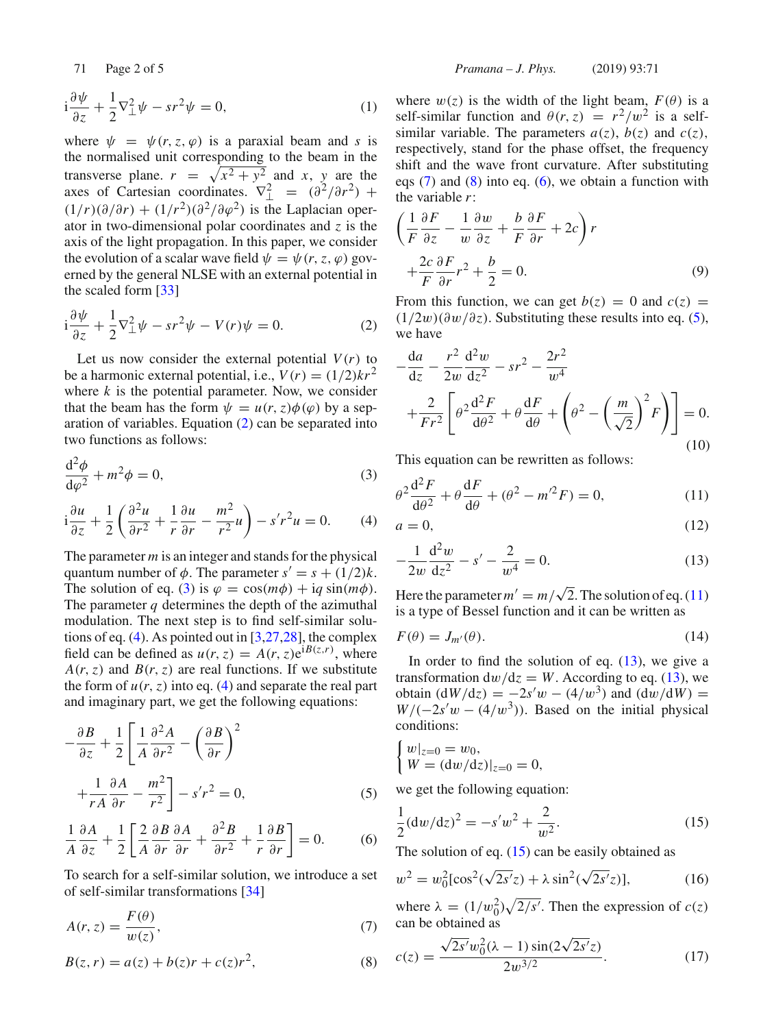$$\mathrm{i}\frac{\partial \psi}{\partial z}+\frac{1}{2}\nabla_{\perp}^{2}\psi - sr^{2}\psi = 0, \tag{1}$$

where $\psi = \psi(r, z, \varphi)$ is a paraxial beam and $s$ is the normalised unit corresponding to the beam in the transverse plane. $r = \sqrt{x^2+y^2}$ and $x$, $y$ are the axes of Cartesian coordinates. $\nabla_{\perp}^{2} = (\partial^2/\partial r^2) + (1/r)(\partial/\partial r) + (1/r^2)(\partial^2/\partial\varphi^2)$ is the Laplacian operator in two-dimensional polar coordinates and $z$ is the axis of the light propagation. In this paper, we consider the evolution of a scalar wave field $\psi = \psi(r, z, \varphi)$ governed by the general NLSE with an external potential in the scaled form [33]

$$\mathrm{i}\frac{\partial \psi}{\partial z}+\frac{1}{2}\nabla_{\perp}^{2}\psi - sr^{2}\psi - V(r)\psi = 0. \tag{2}$$

Let us now consider the external potential $V(r)$ to be a harmonic external potential, i.e., $V(r) = (1/2)kr^2$ where $k$ is the potential parameter. Now, we consider that the beam has the form $\psi = u(r, z)\phi(\varphi)$ by a separation of variables. Equation (2) can be separated into two functions as follows:

$$\frac{\mathrm{d}^2\phi}{\mathrm{d}\varphi^2}+m^2\phi = 0, \tag{3}$$

$$\mathrm{i}\frac{\partial u}{\partial z}+\frac{1}{2}\left(\frac{\partial^2 u}{\partial r^2}+\frac{1}{r}\frac{\partial u}{\partial r}-\frac{m^2}{r^2}u\right) - s'r^2 u = 0. \tag{4}$$

The parameter $m$ is an integer and stands for the physical quantum number of $\phi$. The parameter $s' = s + (1/2)k$. The solution of eq. (3) is $\varphi = \cos(m\phi) + \mathrm{i}q\sin(m\phi)$. The parameter $q$ determines the depth of the azimuthal modulation. The next step is to find self-similar solutions of eq. (4). As pointed out in [3,27,28], the complex field can be defined as $u(r, z) = A(r, z)\mathrm{e}^{\mathrm{i}B(z,r)}$, where $A(r, z)$ and $B(r, z)$ are real functions. If we substitute the form of $u(r, z)$ into eq. (4) and separate the real part and imaginary part, we get the following equations:

$$-\frac{\partial B}{\partial z}+\frac{1}{2}\left[\frac{1}{A}\frac{\partial^2 A}{\partial r^2}-\left(\frac{\partial B}{\partial r}\right)^2 +\frac{1}{rA}\frac{\partial A}{\partial r}-\frac{m^2}{r^2}\right] - s'r^2 = 0, \tag{5}$$

$$\frac{1}{A}\frac{\partial A}{\partial z}+\frac{1}{2}\left[\frac{2}{A}\frac{\partial B}{\partial r}\frac{\partial A}{\partial r}+\frac{\partial^2 B}{\partial r^2}+\frac{1}{r}\frac{\partial B}{\partial r}\right] = 0. \tag{6}$$

To search for a self-similar solution, we introduce a set of self-similar transformations [34]

$$A(r, z) = \frac{F(\theta)}{w(z)}, \tag{7}$$

$$B(z, r) = a(z) + b(z)r + c(z)r^2, \tag{8}$$

where $w(z)$ is the width of the light beam, $F(\theta)$ is a self-similar function and $\theta(r, z) = r^2/w^2$ is a self-similar variable. The parameters $a(z)$, $b(z)$ and $c(z)$, respectively, stand for the phase offset, the frequency shift and the wave front curvature. After substituting eqs (7) and (8) into eq. (6), we obtain a function with the variable $r$:

$$\left(\frac{1}{F}\frac{\partial F}{\partial z}-\frac{1}{w}\frac{\partial w}{\partial z}+\frac{b}{F}\frac{\partial F}{\partial r}+2c\right)r +\frac{2c}{F}\frac{\partial F}{\partial r}r^2+\frac{b}{2} = 0. \tag{9}$$

From this function, we can get $b(z) = 0$ and $c(z) = (1/2w)(\partial w/\partial z)$. Substituting these results into eq. (5), we have

$$-\frac{\mathrm{d}a}{\mathrm{d}z}-\frac{r^2}{2w}\frac{\mathrm{d}^2 w}{\mathrm{d}z^2} - sr^2 - \frac{2r^2}{w^4} +\frac{2}{Fr^2}\left[\theta^2\frac{\mathrm{d}^2 F}{\mathrm{d}\theta^2}+\theta\frac{\mathrm{d}F}{\mathrm{d}\theta}+\left(\theta^2-\left(\frac{m}{\sqrt{2}}\right)^2 F\right)\right] = 0. \tag{10}$$

This equation can be rewritten as follows:

$$\theta^2\frac{\mathrm{d}^2 F}{\mathrm{d}\theta^2}+\theta\frac{\mathrm{d}F}{\mathrm{d}\theta}+(\theta^2 - m'^2 F) = 0, \tag{11}$$

$$a = 0, \tag{12}$$

$$-\frac{1}{2w}\frac{\mathrm{d}^2 w}{\mathrm{d}z^2} - s' - \frac{2}{w^4} = 0. \tag{13}$$

Here the parameter $m' = m/\sqrt{2}$. The solution of eq. (11) is a type of Bessel function and it can be written as

$$F(\theta) = J_{m'}(\theta). \tag{14}$$

In order to find the solution of eq. (13), we give a transformation $\mathrm{d}w/\mathrm{d}z = W$. According to eq. (13), we obtain $(\mathrm{d}W/\mathrm{d}z) = -2s'w - (4/w^3)$ and $(\mathrm{d}w/\mathrm{d}W) = W/(-2s'w - (4/w^3))$. Based on the initial physical conditions:

$$\begin{cases} w|_{z=0} = w_0, \\ W = (\mathrm{d}w/\mathrm{d}z)|_{z=0} = 0, \end{cases}$$

we get the following equation:

$$\frac{1}{2}(\mathrm{d}w/\mathrm{d}z)^2 = -s'w^2 + \frac{2}{w^2}. \tag{15}$$

The solution of eq. (15) can be easily obtained as

$$w^2 = w_0^2[\cos^2(\sqrt{2s'}z) + \lambda\sin^2(\sqrt{2s'}z)], \tag{16}$$

where $\lambda = (1/w_0^2)\sqrt{2/s'}$. Then the expression of $c(z)$ can be obtained as

$$c(z) = \frac{\sqrt{2s'}w_0^2(\lambda-1)\sin(2\sqrt{2s'}z)}{2w^{3/2}}. \tag{17}$$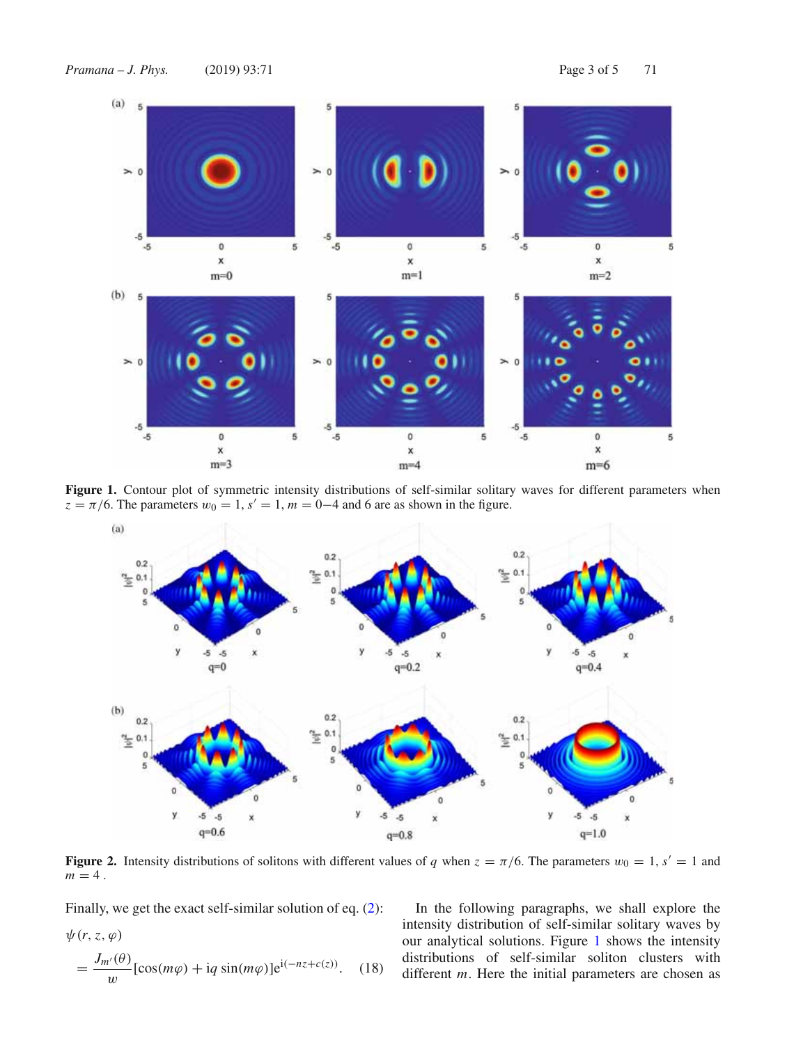**Figure 1.** Contour plot of symmetric intensity distributions of self-similar solitary waves for different parameters when $z = \pi/6$. The parameters $w_0 = 1$, $s' = 1$, $m = 0-4$ and 6 are as shown in the figure.

**Figure 2.** Intensity distributions of solitons with different values of $q$ when $z = \pi/6$. The parameters $w_0 = 1$, $s' = 1$ and $m = 4$ .

Finally, we get the exact self-similar solution of eq. (2):

$$\psi(r, z, \varphi) = \frac{J_{m'}(\theta)}{w}[\cos(m\varphi) + \mathrm{i}q \sin(m\varphi)]\mathrm{e}^{\mathrm{i}(-nz+c(z))}. \quad (18)$$

In the following paragraphs, we shall explore the intensity distribution of self-similar solitary waves by our analytical solutions. Figure 1 shows the intensity distributions of self-similar soliton clusters with different $m$. Here the initial parameters are chosen as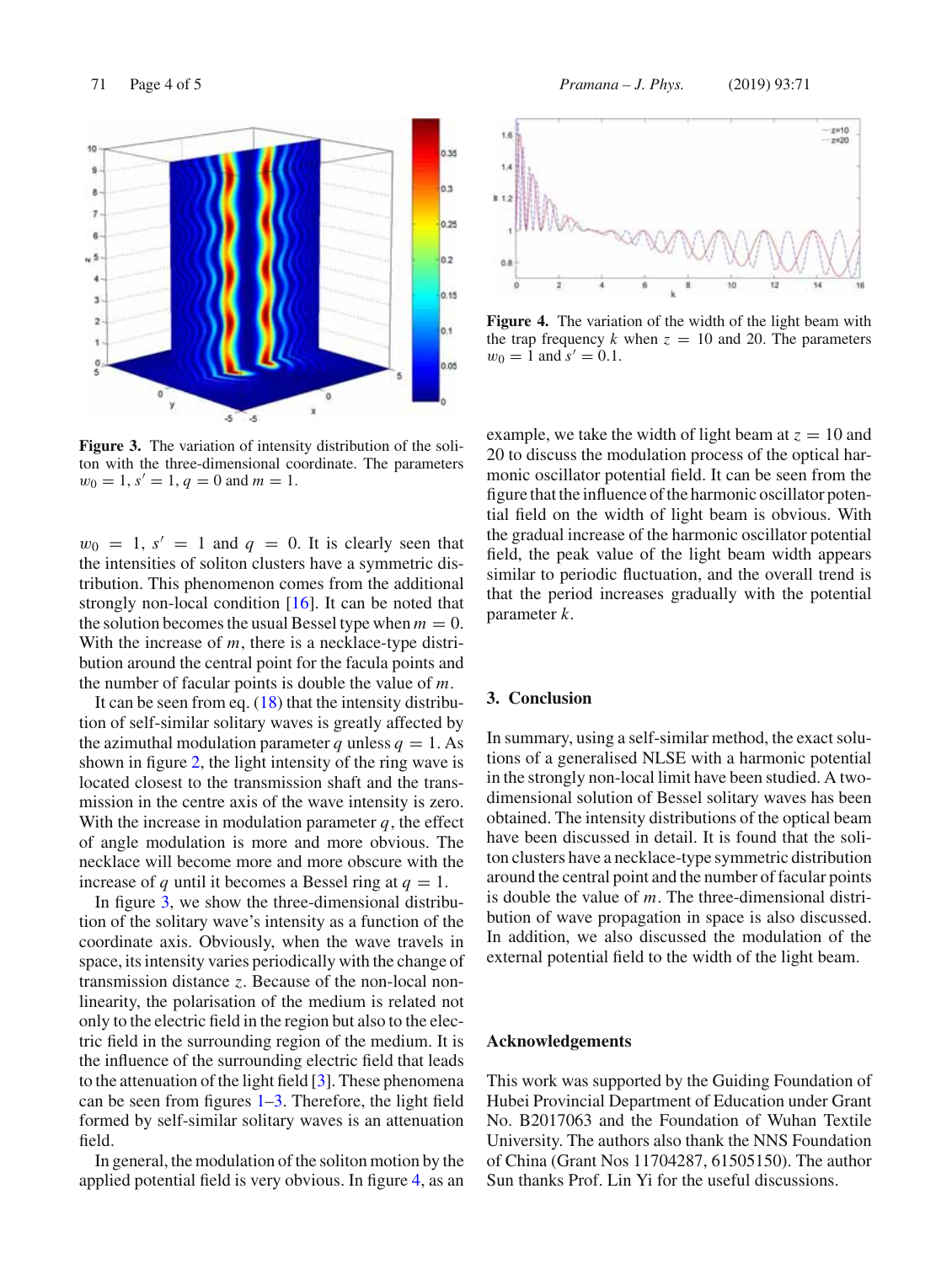Figure 3. The variation of intensity distribution of the soliton with the three-dimensional coordinate. The parameters $w_0 = 1$, $s' = 1$, $q = 0$ and $m = 1$.

Figure 4. The variation of the width of the light beam with the trap frequency $k$ when $z = 10$ and 20. The parameters $w_0 = 1$ and $s' = 0.1$.

$w_0 = 1$, $s' = 1$ and $q = 0$. It is clearly seen that the intensities of soliton clusters have a symmetric distribution. This phenomenon comes from the additional strongly non-local condition [16]. It can be noted that the solution becomes the usual Bessel type when $m = 0$. With the increase of $m$, there is a necklace-type distribution around the central point for the facula points and the number of facular points is double the value of $m$.

It can be seen from eq. (18) that the intensity distribution of self-similar solitary waves is greatly affected by the azimuthal modulation parameter $q$ unless $q = 1$. As shown in figure 2, the light intensity of the ring wave is located closest to the transmission shaft and the transmission in the centre axis of the wave intensity is zero. With the increase in modulation parameter $q$, the effect of angle modulation is more and more obvious. The necklace will become more and more obscure with the increase of $q$ until it becomes a Bessel ring at $q = 1$.

In figure 3, we show the three-dimensional distribution of the solitary wave's intensity as a function of the coordinate axis. Obviously, when the wave travels in space, its intensity varies periodically with the change of transmission distance $z$. Because of the non-local nonlinearity, the polarisation of the medium is related not only to the electric field in the region but also to the electric field in the surrounding region of the medium. It is the influence of the surrounding electric field that leads to the attenuation of the light field [3]. These phenomena can be seen from figures 1–3. Therefore, the light field formed by self-similar solitary waves is an attenuation field.

In general, the modulation of the soliton motion by the applied potential field is very obvious. In figure 4, as an example, we take the width of light beam at $z = 10$ and 20 to discuss the modulation process of the optical harmonic oscillator potential field. It can be seen from the figure that the influence of the harmonic oscillator potential field on the width of light beam is obvious. With the gradual increase of the harmonic oscillator potential field, the peak value of the light beam width appears similar to periodic fluctuation, and the overall trend is that the period increases gradually with the potential parameter $k$.

## 3. Conclusion

In summary, using a self-similar method, the exact solutions of a generalised NLSE with a harmonic potential in the strongly non-local limit have been studied. A two-dimensional solution of Bessel solitary waves has been obtained. The intensity distributions of the optical beam have been discussed in detail. It is found that the soliton clusters have a necklace-type symmetric distribution around the central point and the number of facular points is double the value of $m$. The three-dimensional distribution of wave propagation in space is also discussed. In addition, we also discussed the modulation of the external potential field to the width of the light beam.

## Acknowledgements

This work was supported by the Guiding Foundation of Hubei Provincial Department of Education under Grant No. B2017063 and the Foundation of Wuhan Textile University. The authors also thank the NNS Foundation of China (Grant Nos 11704287, 61505150). The author Sun thanks Prof. Lin Yi for the useful discussions.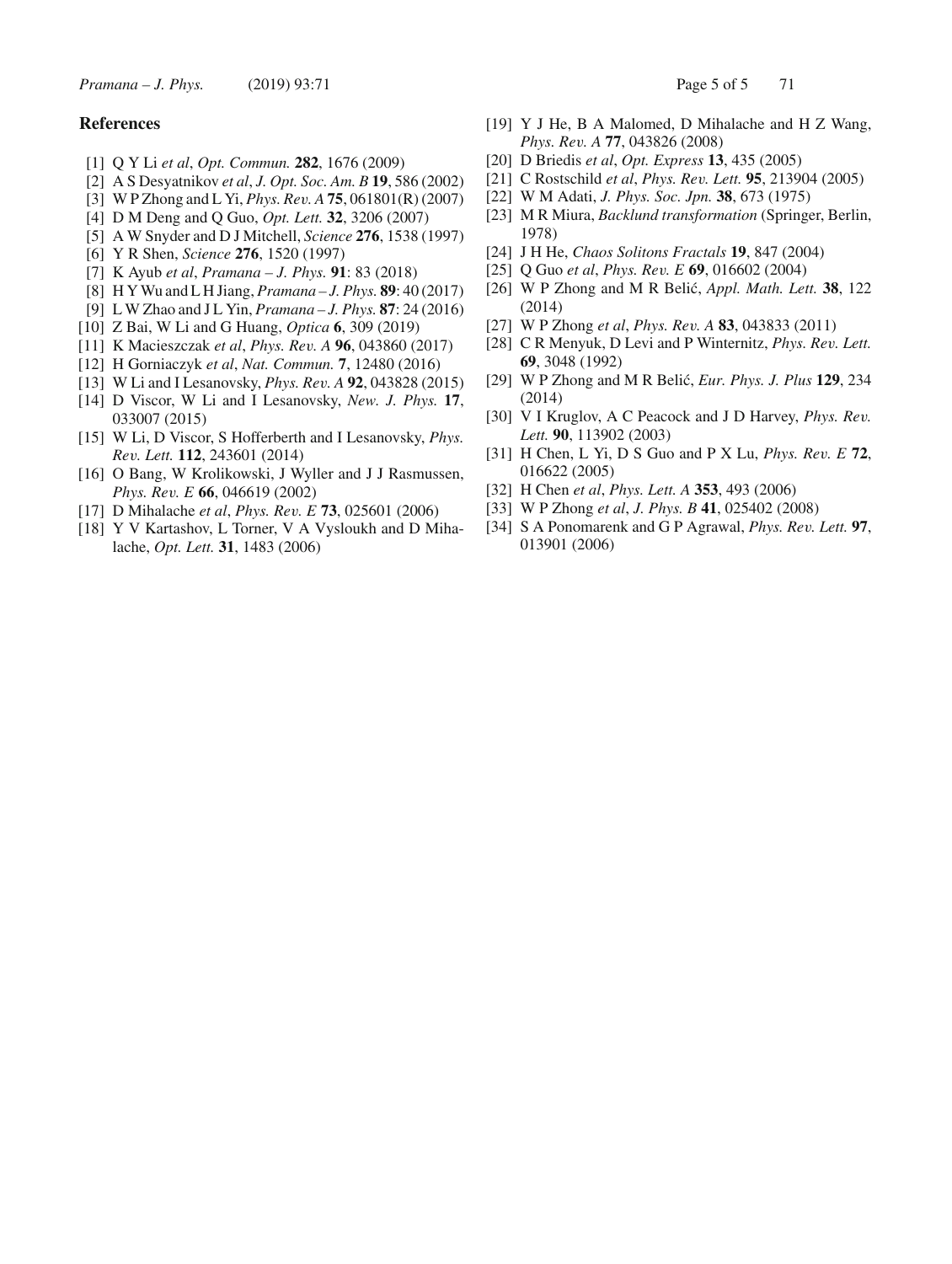## References

[1] Q Y Li *et al*, *Opt. Commun.* **282**, 1676 (2009)

[2] A S Desyatnikov *et al*, *J. Opt. Soc. Am. B* **19**, 586 (2002)

[3] W P Zhong and L Yi, *Phys. Rev. A* **75**, 061801(R) (2007)

[4] D M Deng and Q Guo, *Opt. Lett.* **32**, 3206 (2007)

[5] A W Snyder and D J Mitchell, *Science* **276**, 1538 (1997)

[6] Y R Shen, *Science* **276**, 1520 (1997)

[7] K Ayub *et al*, *Pramana – J. Phys.* **91**: 83 (2018)

[8] H Y Wu and L H Jiang, *Pramana – J. Phys.* **89**: 40 (2017)

[9] L W Zhao and J L Yin, *Pramana – J. Phys.* **87**: 24 (2016)

[10] Z Bai, W Li and G Huang, *Optica* **6**, 309 (2019)

[11] K Macieszczak *et al*, *Phys. Rev. A* **96**, 043860 (2017)

[12] H Gorniaczyk *et al*, *Nat. Commun.* **7**, 12480 (2016)

[13] W Li and I Lesanovsky, *Phys. Rev. A* **92**, 043828 (2015)

[14] D Viscor, W Li and I Lesanovsky, *New. J. Phys.* **17**, 033007 (2015)

[15] W Li, D Viscor, S Hofferberth and I Lesanovsky, *Phys. Rev. Lett.* **112**, 243601 (2014)

[16] O Bang, W Krolikowski, J Wyller and J J Rasmussen, *Phys. Rev. E* **66**, 046619 (2002)

[17] D Mihalache *et al*, *Phys. Rev. E* **73**, 025601 (2006)

[18] Y V Kartashov, L Torner, V A Vysloukh and D Mihalache, *Opt. Lett.* **31**, 1483 (2006)

[19] Y J He, B A Malomed, D Mihalache and H Z Wang, *Phys. Rev. A* **77**, 043826 (2008)

[20] D Briedis *et al*, *Opt. Express* **13**, 435 (2005)

[21] C Rostschild *et al*, *Phys. Rev. Lett.* **95**, 213904 (2005)

[22] W M Adati, *J. Phys. Soc. Jpn.* **38**, 673 (1975)

[23] M R Miura, *Backlund transformation* (Springer, Berlin, 1978)

[24] J H He, *Chaos Solitons Fractals* **19**, 847 (2004)

[25] Q Guo *et al*, *Phys. Rev. E* **69**, 016602 (2004)

[26] W P Zhong and M R Belić, *Appl. Math. Lett.* **38**, 122 (2014)

[27] W P Zhong *et al*, *Phys. Rev. A* **83**, 043833 (2011)

[28] C R Menyuk, D Levi and P Winternitz, *Phys. Rev. Lett.* **69**, 3048 (1992)

[29] W P Zhong and M R Belić, *Eur. Phys. J. Plus* **129**, 234 (2014)

[30] V I Kruglov, A C Peacock and J D Harvey, *Phys. Rev. Lett.* **90**, 113902 (2003)

[31] H Chen, L Yi, D S Guo and P X Lu, *Phys. Rev. E* **72**, 016622 (2005)

[32] H Chen *et al*, *Phys. Lett. A* **353**, 493 (2006)

[33] W P Zhong *et al*, *J. Phys. B* **41**, 025402 (2008)

[34] S A Ponomarenk and G P Agrawal, *Phys. Rev. Lett.* **97**, 013901 (2006)